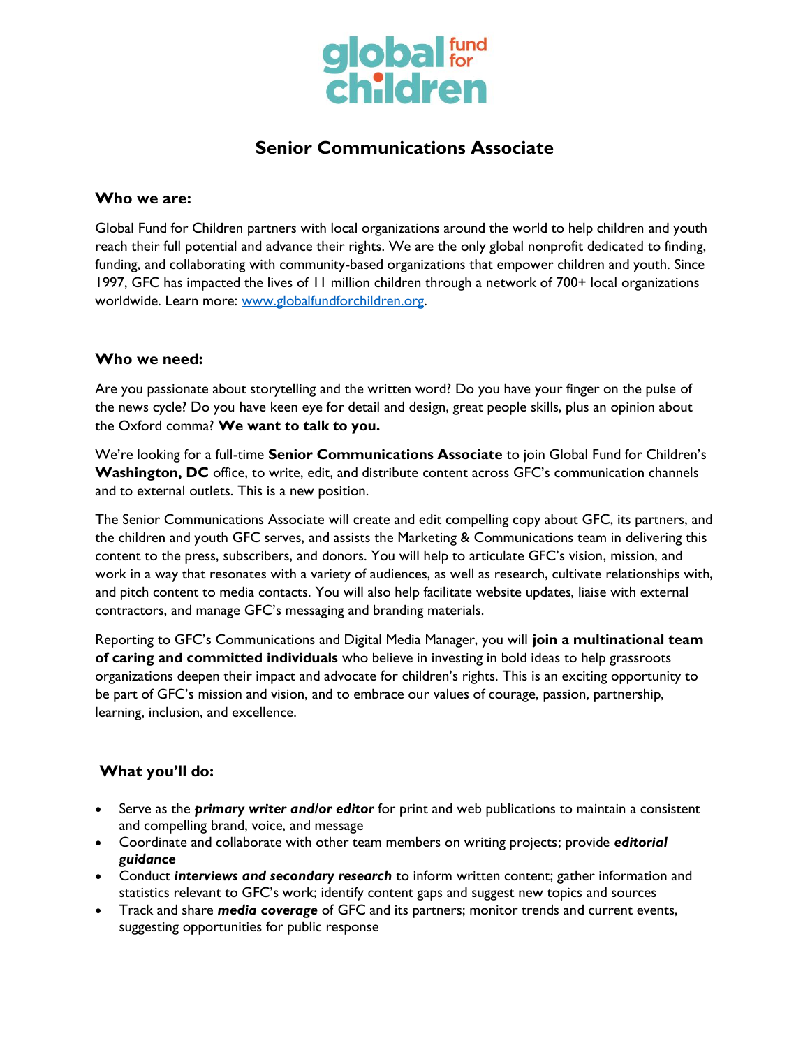# Senior Communications Associate

## Who we are:

Global Fund for Children partners with local organizations around the world to help children and youth reach their full potential and advance their rights. We are the only global nonprofit dedicated to finding, funding, and collaborating with community-based organizations that empower children and youth. Since 1997, GFC has impacted the lives of 11 million children through a network of 700+ local organizations worldwide. Learn more: [www.globalfundforchildren.org](http://www.globalfundforchildren.org).

## Who we need:

Are you passionate about storytelling and the written word? Do you have your finger on the pulse of the news cycle? Do you have keen eye for detail and design, great people skills, plus an opinion about the Oxford comma? **We want to talk to you.**

We're looking for a full-time **Senior Communications Associate** to join Global Fund for Children's **Washington, DC** office, to write, edit, and distribute content across GFC's communication channels and to external outlets. This is a new position.

The Senior Communications Associate will create and edit compelling copy about GFC, its partners, and the children and youth GFC serves, and assists the Marketing & Communications team in delivering this content to the press, subscribers, and donors. You will help to articulate GFC's vision, mission, and work in a way that resonates with a variety of audiences, as well as research, cultivate relationships with, and pitch content to media contacts. You will also help facilitate website updates, liaise with external contractors, and manage GFC's messaging and branding materials.

Reporting to GFC's Communications and Digital Media Manager, you will **join a multinational team of caring and committed individuals** who believe in investing in bold ideas to help grassroots organizations deepen their impact and advocate for children's rights. This is an exciting opportunity to be part of GFC's mission and vision, and to embrace our values of courage, passion, partnership, learning, inclusion, and excellence.

## What you'll do:

- Serve as the ***primary writer and/or editor*** for print and web publications to maintain a consistent and compelling brand, voice, and message
- Coordinate and collaborate with other team members on writing projects; provide ***editorial guidance***
- Conduct ***interviews and secondary research*** to inform written content; gather information and statistics relevant to GFC's work; identify content gaps and suggest new topics and sources
- Track and share ***media coverage*** of GFC and its partners; monitor trends and current events, suggesting opportunities for public response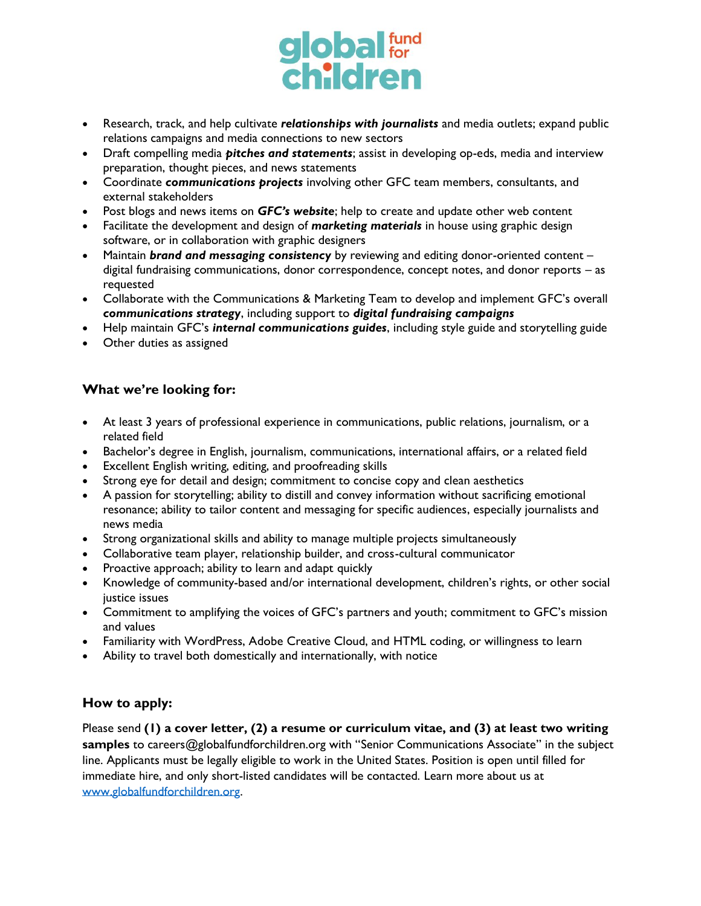- Research, track, and help cultivate ***relationships with journalists*** and media outlets; expand public relations campaigns and media connections to new sectors
- Draft compelling media ***pitches and statements***; assist in developing op-eds, media and interview preparation, thought pieces, and news statements
- Coordinate ***communications projects*** involving other GFC team members, consultants, and external stakeholders
- Post blogs and news items on ***GFC's website***; help to create and update other web content
- Facilitate the development and design of ***marketing materials*** in house using graphic design software, or in collaboration with graphic designers
- Maintain ***brand and messaging consistency*** by reviewing and editing donor-oriented content – digital fundraising communications, donor correspondence, concept notes, and donor reports – as requested
- Collaborate with the Communications & Marketing Team to develop and implement GFC's overall ***communications strategy***, including support to ***digital fundraising campaigns***
- Help maintain GFC's ***internal communications guides***, including style guide and storytelling guide
- Other duties as assigned

## What we're looking for:

- At least 3 years of professional experience in communications, public relations, journalism, or a related field
- Bachelor's degree in English, journalism, communications, international affairs, or a related field
- Excellent English writing, editing, and proofreading skills
- Strong eye for detail and design; commitment to concise copy and clean aesthetics
- A passion for storytelling; ability to distill and convey information without sacrificing emotional resonance; ability to tailor content and messaging for specific audiences, especially journalists and news media
- Strong organizational skills and ability to manage multiple projects simultaneously
- Collaborative team player, relationship builder, and cross-cultural communicator
- Proactive approach; ability to learn and adapt quickly
- Knowledge of community-based and/or international development, children's rights, or other social justice issues
- Commitment to amplifying the voices of GFC's partners and youth; commitment to GFC's mission and values
- Familiarity with WordPress, Adobe Creative Cloud, and HTML coding, or willingness to learn
- Ability to travel both domestically and internationally, with notice

## How to apply:

Please send **(1) a cover letter, (2) a resume or curriculum vitae, and (3) at least two writing samples** to careers@globalfundforchildren.org with "Senior Communications Associate" in the subject line. Applicants must be legally eligible to work in the United States. Position is open until filled for immediate hire, and only short-listed candidates will be contacted. Learn more about us at [www.globalfundforchildren.org](http://www.globalfundforchildren.org).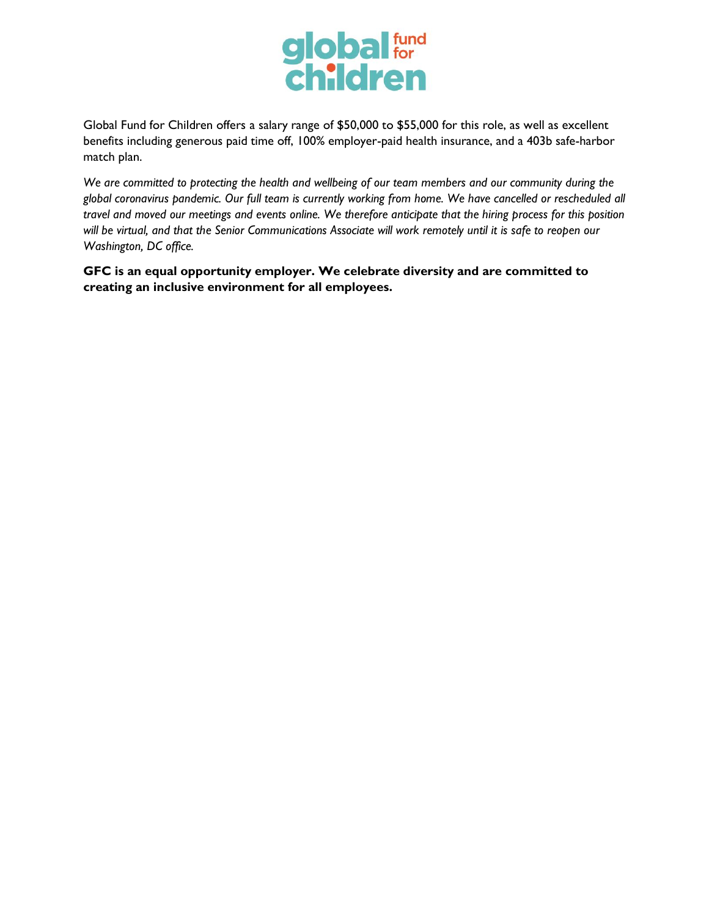Global Fund for Children offers a salary range of $50,000 to $55,000 for this role, as well as excellent benefits including generous paid time off, 100% employer-paid health insurance, and a 403b safe-harbor match plan.

*We are committed to protecting the health and wellbeing of our team members and our community during the global coronavirus pandemic. Our full team is currently working from home. We have cancelled or rescheduled all travel and moved our meetings and events online. We therefore anticipate that the hiring process for this position will be virtual, and that the Senior Communications Associate will work remotely until it is safe to reopen our Washington, DC office.*

**GFC is an equal opportunity employer. We celebrate diversity and are committed to creating an inclusive environment for all employees.**